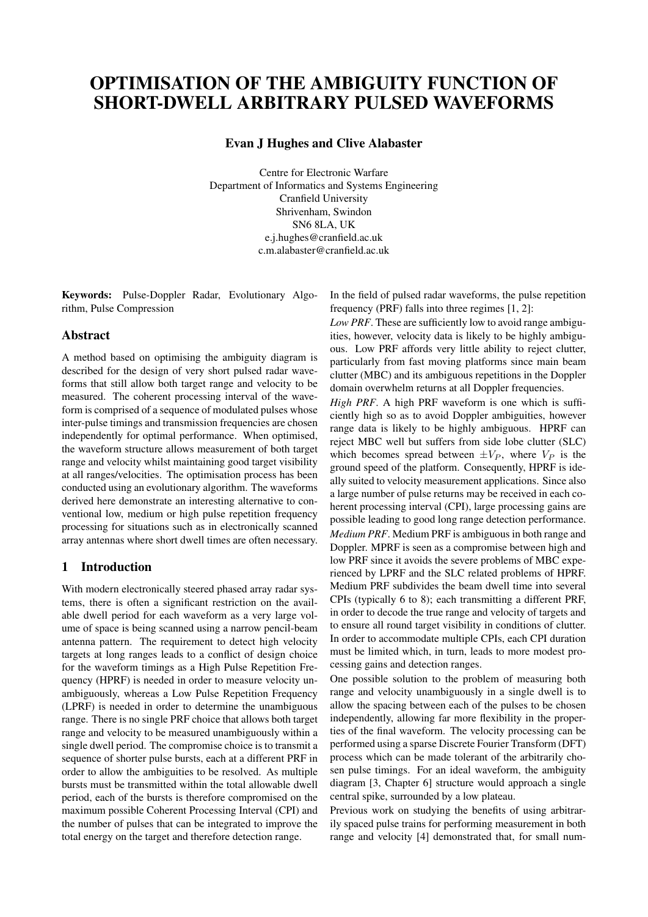# OPTIMISATION OF THE AMBIGUITY FUNCTION OF SHORT-DWELL ARBITRARY PULSED WAVEFORMS

**Evan J Hughes and Clive Alabaster**

Centre for Electronic Warfare
Department of Informatics and Systems Engineering
Cranfield University
Shrivenham, Swindon
SN6 8LA, UK
e.j.hughes@cranfield.ac.uk
c.m.alabaster@cranfield.ac.uk

**Keywords:** Pulse-Doppler Radar, Evolutionary Algorithm, Pulse Compression

## Abstract

A method based on optimising the ambiguity diagram is described for the design of very short pulsed radar waveforms that still allow both target range and velocity to be measured. The coherent processing interval of the waveform is comprised of a sequence of modulated pulses whose inter-pulse timings and transmission frequencies are chosen independently for optimal performance. When optimised, the waveform structure allows measurement of both target range and velocity whilst maintaining good target visibility at all ranges/velocities. The optimisation process has been conducted using an evolutionary algorithm. The waveforms derived here demonstrate an interesting alternative to conventional low, medium or high pulse repetition frequency processing for situations such as in electronically scanned array antennas where short dwell times are often necessary.

## 1 Introduction

With modern electronically steered phased array radar systems, there is often a significant restriction on the available dwell period for each waveform as a very large volume of space is being scanned using a narrow pencil-beam antenna pattern. The requirement to detect high velocity targets at long ranges leads to a conflict of design choice for the waveform timings as a High Pulse Repetition Frequency (HPRF) is needed in order to measure velocity unambiguously, whereas a Low Pulse Repetition Frequency (LPRF) is needed in order to determine the unambiguous range. There is no single PRF choice that allows both target range and velocity to be measured unambiguously within a single dwell period. The compromise choice is to transmit a sequence of shorter pulse bursts, each at a different PRF in order to allow the ambiguities to be resolved. As multiple bursts must be transmitted within the total allowable dwell period, each of the bursts is therefore compromised on the maximum possible Coherent Processing Interval (CPI) and the number of pulses that can be integrated to improve the total energy on the target and therefore detection range.

In the field of pulsed radar waveforms, the pulse repetition frequency (PRF) falls into three regimes [1, 2]:

*Low PRF*. These are sufficiently low to avoid range ambiguities, however, velocity data is likely to be highly ambiguous. Low PRF affords very little ability to reject clutter, particularly from fast moving platforms since main beam clutter (MBC) and its ambiguous repetitions in the Doppler domain overwhelm returns at all Doppler frequencies.

*High PRF*. A high PRF waveform is one which is sufficiently high so as to avoid Doppler ambiguities, however range data is likely to be highly ambiguous. HPRF can reject MBC well but suffers from side lobe clutter (SLC) which becomes spread between $\pm V_P$, where $V_P$ is the ground speed of the platform. Consequently, HPRF is ideally suited to velocity measurement applications. Since also a large number of pulse returns may be received in each coherent processing interval (CPI), large processing gains are possible leading to good long range detection performance.

*Medium PRF*. Medium PRF is ambiguous in both range and Doppler. MPRF is seen as a compromise between high and low PRF since it avoids the severe problems of MBC experienced by LPRF and the SLC related problems of HPRF. Medium PRF subdivides the beam dwell time into several CPIs (typically 6 to 8); each transmitting a different PRF, in order to decode the true range and velocity of targets and to ensure all round target visibility in conditions of clutter. In order to accommodate multiple CPIs, each CPI duration must be limited which, in turn, leads to more modest processing gains and detection ranges.

One possible solution to the problem of measuring both range and velocity unambiguously in a single dwell is to allow the spacing between each of the pulses to be chosen independently, allowing far more flexibility in the properties of the final waveform. The velocity processing can be performed using a sparse Discrete Fourier Transform (DFT) process which can be made tolerant of the arbitrarily chosen pulse timings. For an ideal waveform, the ambiguity diagram [3, Chapter 6] structure would approach a single central spike, surrounded by a low plateau.

Previous work on studying the benefits of using arbitrarily spaced pulse trains for performing measurement in both range and velocity [4] demonstrated that, for small num-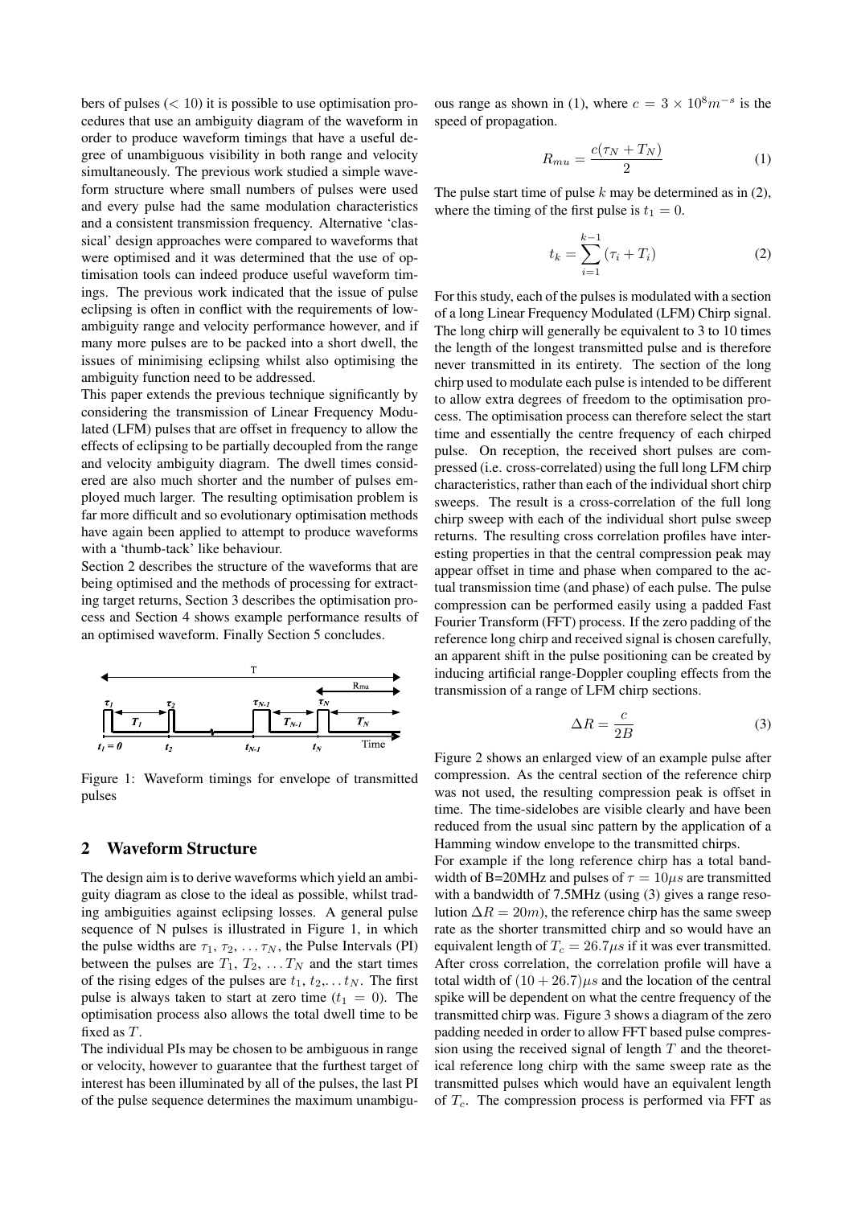bers of pulses ($< 10$) it is possible to use optimisation procedures that use an ambiguity diagram of the waveform in order to produce waveform timings that have a useful degree of unambiguous visibility in both range and velocity simultaneously. The previous work studied a simple waveform structure where small numbers of pulses were used and every pulse had the same modulation characteristics and a consistent transmission frequency. Alternative 'classical' design approaches were compared to waveforms that were optimised and it was determined that the use of optimisation tools can indeed produce useful waveform timings. The previous work indicated that the issue of pulse eclipsing is often in conflict with the requirements of low-ambiguity range and velocity performance however, and if many more pulses are to be packed into a short dwell, the issues of minimising eclipsing whilst also optimising the ambiguity function need to be addressed.

This paper extends the previous technique significantly by considering the transmission of Linear Frequency Modulated (LFM) pulses that are offset in frequency to allow the effects of eclipsing to be partially decoupled from the range and velocity ambiguity diagram. The dwell times considered are also much shorter and the number of pulses employed much larger. The resulting optimisation problem is far more difficult and so evolutionary optimisation methods have again been applied to attempt to produce waveforms with a 'thumb-tack' like behaviour.

Section 2 describes the structure of the waveforms that are being optimised and the methods of processing for extracting target returns, Section 3 describes the optimisation process and Section 4 shows example performance results of an optimised waveform. Finally Section 5 concludes.

Figure 1: Waveform timings for envelope of transmitted pulses

## 2 Waveform Structure

The design aim is to derive waveforms which yield an ambiguity diagram as close to the ideal as possible, whilst trading ambiguities against eclipsing losses. A general pulse sequence of N pulses is illustrated in Figure 1, in which the pulse widths are $\tau_1, \tau_2, \ldots \tau_N$, the Pulse Intervals (PI) between the pulses are $T_1, T_2, \ldots T_N$ and the start times of the rising edges of the pulses are $t_1, t_2, \ldots t_N$. The first pulse is always taken to start at zero time ($t_1 = 0$). The optimisation process also allows the total dwell time to be fixed as $T$.

The individual PIs may be chosen to be ambiguous in range or velocity, however to guarantee that the furthest target of interest has been illuminated by all of the pulses, the last PI of the pulse sequence determines the maximum unambiguous range as shown in (1), where $c = 3 \times 10^8 m^{-s}$ is the speed of propagation.

$$R_{mu} = \frac{c(\tau_N + T_N)}{2} \tag{1}$$

The pulse start time of pulse $k$ may be determined as in (2), where the timing of the first pulse is $t_1 = 0$.

$$t_k = \sum_{i=1}^{k-1} (\tau_i + T_i) \tag{2}$$

For this study, each of the pulses is modulated with a section of a long Linear Frequency Modulated (LFM) Chirp signal. The long chirp will generally be equivalent to 3 to 10 times the length of the longest transmitted pulse and is therefore never transmitted in its entirety. The section of the long chirp used to modulate each pulse is intended to be different to allow extra degrees of freedom to the optimisation process. The optimisation process can therefore select the start time and essentially the centre frequency of each chirped pulse. On reception, the received short pulses are compressed (i.e. cross-correlated) using the full long LFM chirp characteristics, rather than each of the individual short chirp sweeps. The result is a cross-correlation of the full long chirp sweep with each of the individual short pulse sweep returns. The resulting cross correlation profiles have interesting properties in that the central compression peak may appear offset in time and phase when compared to the actual transmission time (and phase) of each pulse. The pulse compression can be performed easily using a padded Fast Fourier Transform (FFT) process. If the zero padding of the reference long chirp and received signal is chosen carefully, an apparent shift in the pulse positioning can be created by inducing artificial range-Doppler coupling effects from the transmission of a range of LFM chirp sections.

$$\Delta R = \frac{c}{2B} \tag{3}$$

Figure 2 shows an enlarged view of an example pulse after compression. As the central section of the reference chirp was not used, the resulting compression peak is offset in time. The time-sidelobes are visible clearly and have been reduced from the usual sinc pattern by the application of a Hamming window envelope to the transmitted chirps.

For example if the long reference chirp has a total bandwidth of B=20MHz and pulses of $\tau = 10\mu s$ are transmitted with a bandwidth of 7.5MHz (using (3) gives a range resolution $\Delta R = 20m$), the reference chirp has the same sweep rate as the shorter transmitted chirp and so would have an equivalent length of $T_c = 26.7\mu s$ if it was ever transmitted. After cross correlation, the correlation profile will have a total width of $(10 + 26.7)\mu s$ and the location of the central spike will be dependent on what the centre frequency of the transmitted chirp was. Figure 3 shows a diagram of the zero padding needed in order to allow FFT based pulse compression using the received signal of length $T$ and the theoretical reference long chirp with the same sweep rate as the transmitted pulses which would have an equivalent length of $T_c$. The compression process is performed via FFT as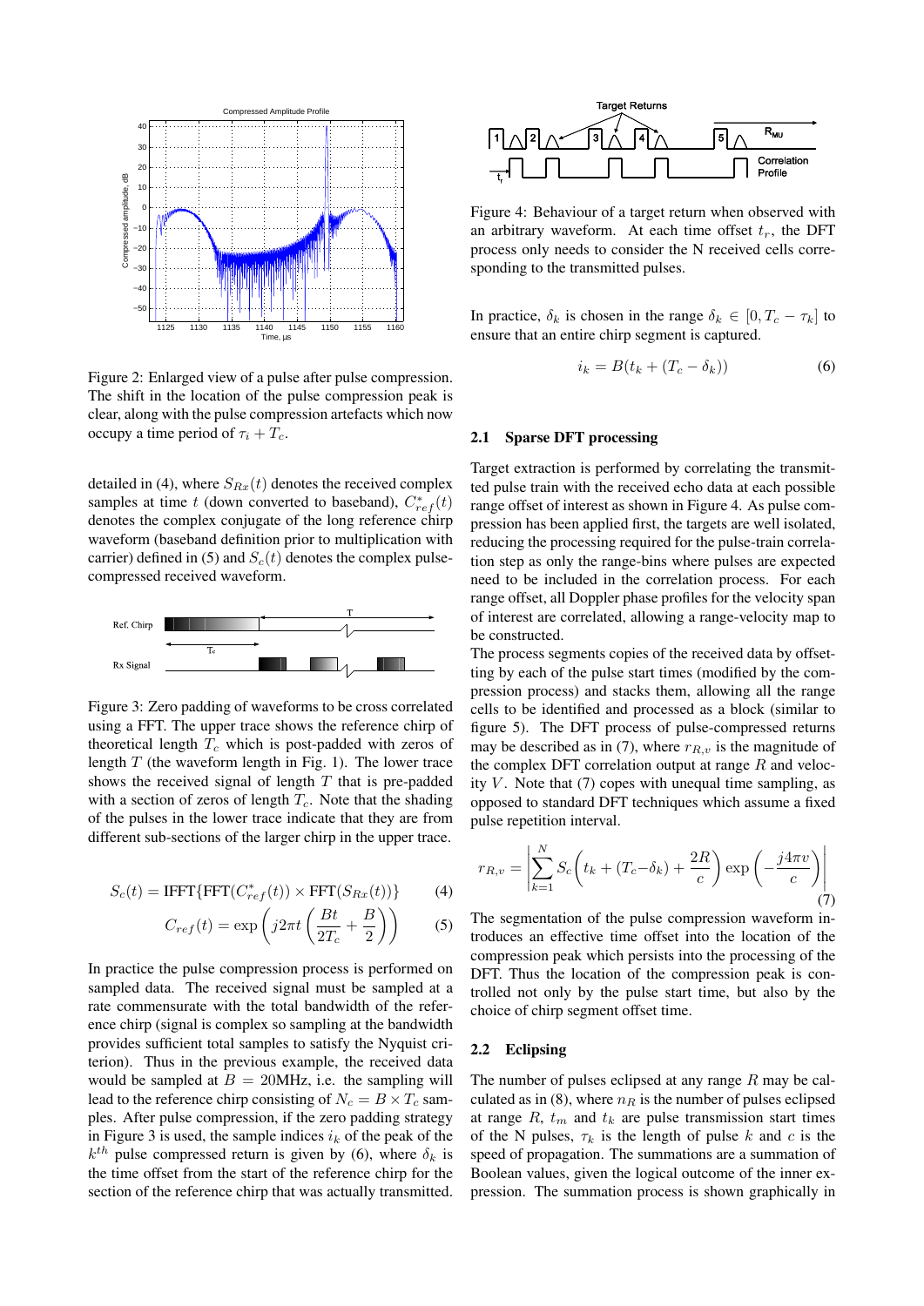Figure 2: Enlarged view of a pulse after pulse compression. The shift in the location of the pulse compression peak is clear, along with the pulse compression artefacts which now occupy a time period of $\tau_i + T_c$.

detailed in (4), where $S_{Rx}(t)$ denotes the received complex samples at time $t$ (down converted to baseband), $C^*_{ref}(t)$ denotes the complex conjugate of the long reference chirp waveform (baseband definition prior to multiplication with carrier) defined in (5) and $S_c(t)$ denotes the complex pulse-compressed received waveform.

Figure 3: Zero padding of waveforms to be cross correlated using a FFT. The upper trace shows the reference chirp of theoretical length $T_c$ which is post-padded with zeros of length $T$ (the waveform length in Fig. 1). The lower trace shows the received signal of length $T$ that is pre-padded with a section of zeros of length $T_c$. Note that the shading of the pulses in the lower trace indicate that they are from different sub-sections of the larger chirp in the upper trace.

$$S_c(t) = \mathrm{IFFT}\{\mathrm{FFT}(C^*_{ref}(t)) \times \mathrm{FFT}(S_{Rx}(t))\} \tag{4}$$

$$C_{ref}(t) = \exp\left(j2\pi t\left(\frac{Bt}{2T_c} + \frac{B}{2}\right)\right) \tag{5}$$

In practice the pulse compression process is performed on sampled data. The received signal must be sampled at a rate commensurate with the total bandwidth of the reference chirp (signal is complex so sampling at the bandwidth provides sufficient total samples to satisfy the Nyquist criterion). Thus in the previous example, the received data would be sampled at $B = 20$MHz, i.e. the sampling will lead to the reference chirp consisting of $N_c = B \times T_c$ samples. After pulse compression, if the zero padding strategy in Figure 3 is used, the sample indices $i_k$ of the peak of the $k^{th}$ pulse compressed return is given by (6), where $\delta_k$ is the time offset from the start of the reference chirp for the section of the reference chirp that was actually transmitted.

Figure 4: Behaviour of a target return when observed with an arbitrary waveform. At each time offset $t_r$, the DFT process only needs to consider the N received cells corresponding to the transmitted pulses.

In practice, $\delta_k$ is chosen in the range $\delta_k \in [0, T_c - \tau_k]$ to ensure that an entire chirp segment is captured.

$$i_k = B(t_k + (T_c - \delta_k)) \tag{6}$$

### 2.1 Sparse DFT processing

Target extraction is performed by correlating the transmitted pulse train with the received echo data at each possible range offset of interest as shown in Figure 4. As pulse compression has been applied first, the targets are well isolated, reducing the processing required for the pulse-train correlation step as only the range-bins where pulses are expected need to be included in the correlation process. For each range offset, all Doppler phase profiles for the velocity span of interest are correlated, allowing a range-velocity map to be constructed.

The process segments copies of the received data by offsetting by each of the pulse start times (modified by the compression process) and stacks them, allowing all the range cells to be identified and processed as a block (similar to figure 5). The DFT process of pulse-compressed returns may be described as in (7), where $r_{R,v}$ is the magnitude of the complex DFT correlation output at range $R$ and velocity $V$. Note that (7) copes with unequal time sampling, as opposed to standard DFT techniques which assume a fixed pulse repetition interval.

$$r_{R,v} = \left|\sum_{k=1}^{N} S_c\left(t_k + (T_c - \delta_k) + \frac{2R}{c}\right) \exp\left(-\frac{j4\pi v}{c}\right)\right| \tag{7}$$

The segmentation of the pulse compression waveform introduces an effective time offset into the location of the compression peak which persists into the processing of the DFT. Thus the location of the compression peak is controlled not only by the pulse start time, but also by the choice of chirp segment offset time.

### 2.2 Eclipsing

The number of pulses eclipsed at any range $R$ may be calculated as in (8), where $n_R$ is the number of pulses eclipsed at range $R$, $t_m$ and $t_k$ are pulse transmission start times of the N pulses, $\tau_k$ is the length of pulse $k$ and $c$ is the speed of propagation. The summations are a summation of Boolean values, given the logical outcome of the inner expression. The summation process is shown graphically in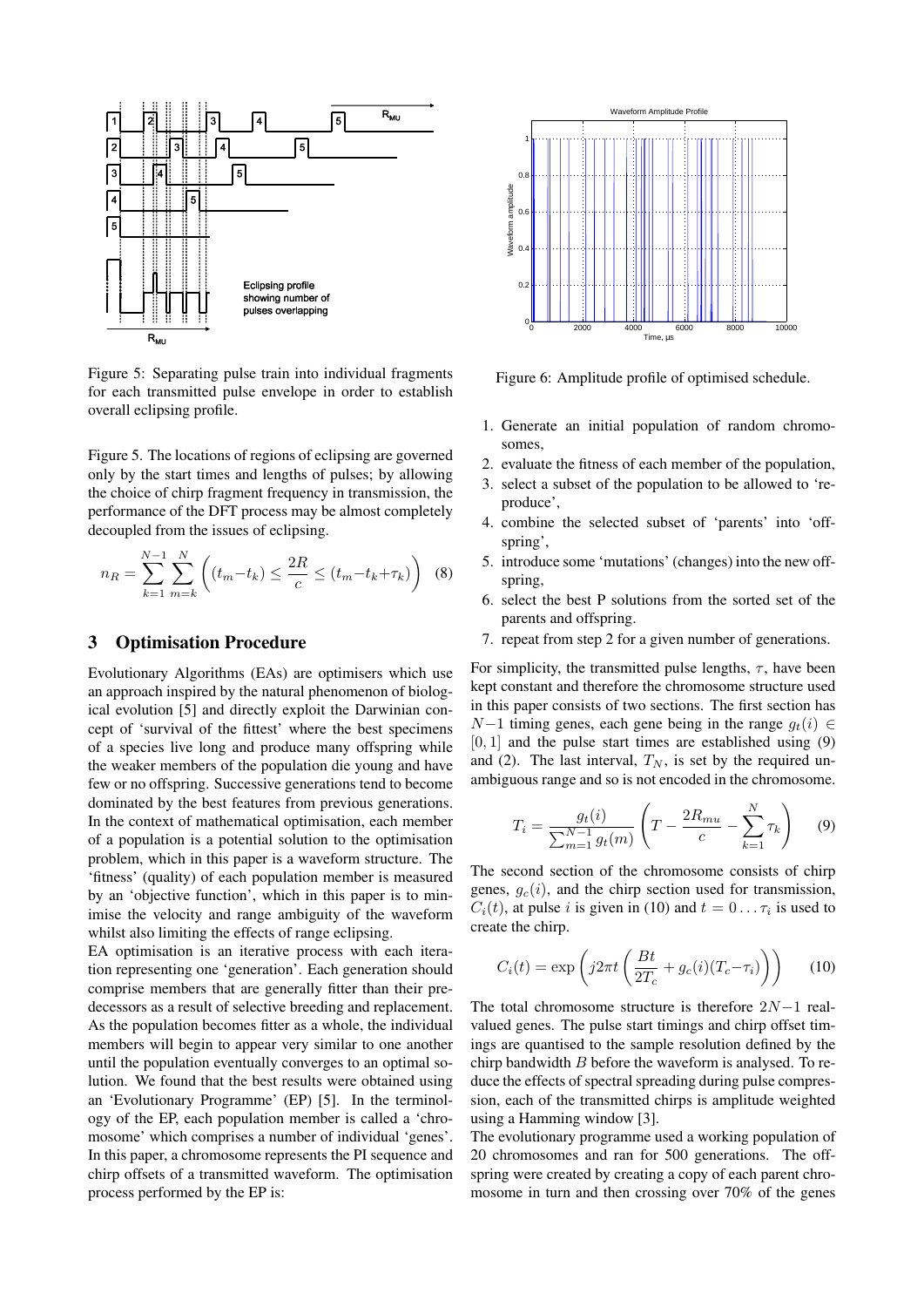Figure 5: Separating pulse train into individual fragments for each transmitted pulse envelope in order to establish overall eclipsing profile.

Figure 5. The locations of regions of eclipsing are governed only by the start times and lengths of pulses; by allowing the choice of chirp fragment frequency in transmission, the performance of the DFT process may be almost completely decoupled from the issues of eclipsing.

$$n_R = \sum_{k=1}^{N-1} \sum_{m=k}^{N} \left( (t_m - t_k) \leq \frac{2R}{c} \leq (t_m - t_k + \tau_k) \right) \quad (8)$$

## 3 Optimisation Procedure

Evolutionary Algorithms (EAs) are optimisers which use an approach inspired by the natural phenomenon of biological evolution [5] and directly exploit the Darwinian concept of 'survival of the fittest' where the best specimens of a species live long and produce many offspring while the weaker members of the population die young and have few or no offspring. Successive generations tend to become dominated by the best features from previous generations. In the context of mathematical optimisation, each member of a population is a potential solution to the optimisation problem, which in this paper is a waveform structure. The 'fitness' (quality) of each population member is measured by an 'objective function', which in this paper is to minimise the velocity and range ambiguity of the waveform whilst also limiting the effects of range eclipsing.

EA optimisation is an iterative process with each iteration representing one 'generation'. Each generation should comprise members that are generally fitter than their predecessors as a result of selective breeding and replacement. As the population becomes fitter as a whole, the individual members will begin to appear very similar to one another until the population eventually converges to an optimal solution. We found that the best results were obtained using an 'Evolutionary Programme' (EP) [5]. In the terminology of the EP, each population member is called a 'chromosome' which comprises a number of individual 'genes'. In this paper, a chromosome represents the PI sequence and chirp offsets of a transmitted waveform. The optimisation process performed by the EP is:

Figure 6: Amplitude profile of optimised schedule.

1. Generate an initial population of random chromosomes,
2. evaluate the fitness of each member of the population,
3. select a subset of the population to be allowed to 'reproduce',
4. combine the selected subset of 'parents' into 'offspring',
5. introduce some 'mutations' (changes) into the new offspring,
6. select the best P solutions from the sorted set of the parents and offspring.
7. repeat from step 2 for a given number of generations.

For simplicity, the transmitted pulse lengths, $\tau$, have been kept constant and therefore the chromosome structure used in this paper consists of two sections. The first section has $N-1$ timing genes, each gene being in the range $g_t(i) \in [0, 1]$ and the pulse start times are established using (9) and (2). The last interval, $T_N$, is set by the required unambiguous range and so is not encoded in the chromosome.

$$T_i = \frac{g_t(i)}{\sum_{m=1}^{N-1} g_t(m)} \left( T - \frac{2R_{mu}}{c} - \sum_{k=1}^{N} \tau_k \right) \quad (9)$$

The second section of the chromosome consists of chirp genes, $g_c(i)$, and the chirp section used for transmission, $C_i(t)$, at pulse $i$ is given in (10) and $t = 0 \ldots \tau_i$ is used to create the chirp.

$$C_i(t) = \exp\left( j2\pi t \left( \frac{Bt}{2T_c} + g_c(i)(T_c - \tau_i) \right) \right) \quad (10)$$

The total chromosome structure is therefore $2N-1$ real-valued genes. The pulse start timings and chirp offset timings are quantised to the sample resolution defined by the chirp bandwidth $B$ before the waveform is analysed. To reduce the effects of spectral spreading during pulse compression, each of the transmitted chirps is amplitude weighted using a Hamming window [3].

The evolutionary programme used a working population of 20 chromosomes and ran for 500 generations. The offspring were created by creating a copy of each parent chromosome in turn and then crossing over 70% of the genes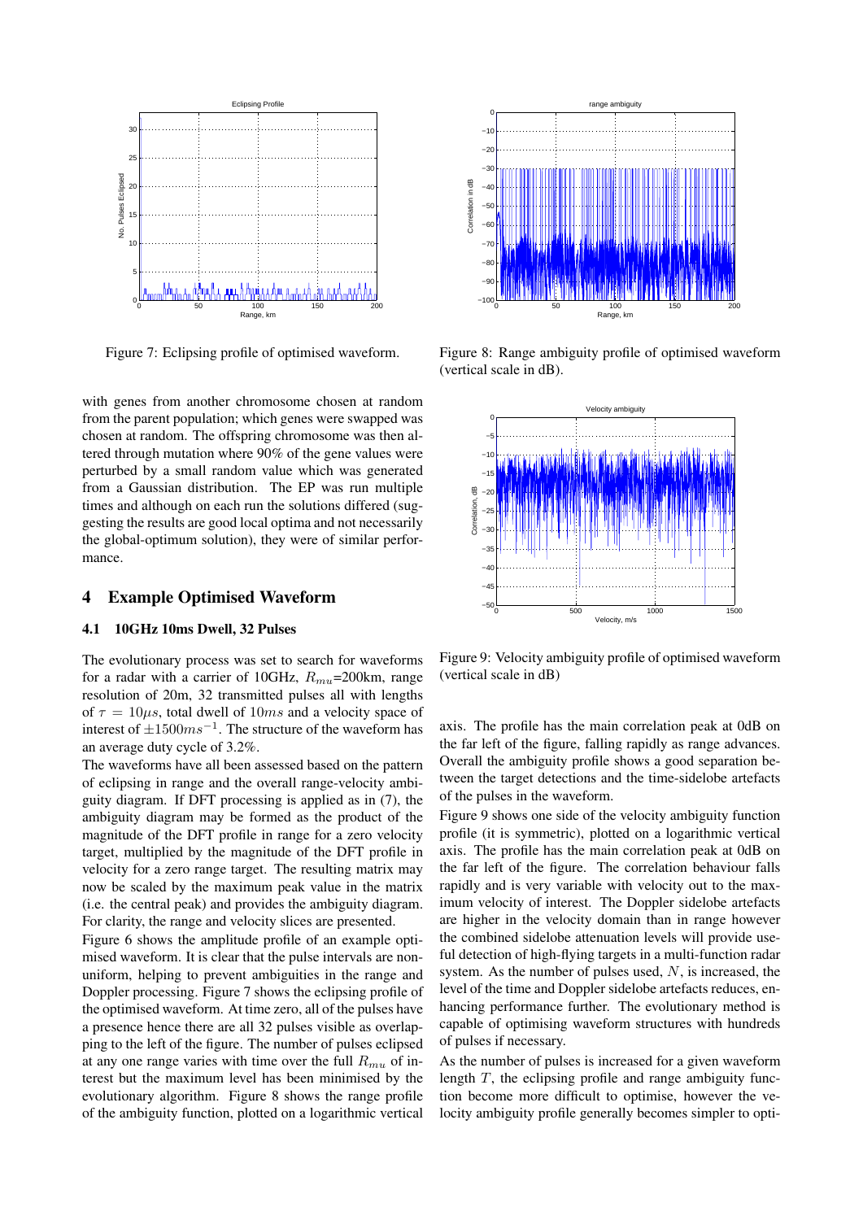Figure 7: Eclipsing profile of optimised waveform.

Figure 8: Range ambiguity profile of optimised waveform (vertical scale in dB).

with genes from another chromosome chosen at random from the parent population; which genes were swapped was chosen at random. The offspring chromosome was then altered through mutation where 90% of the gene values were perturbed by a small random value which was generated from a Gaussian distribution. The EP was run multiple times and although on each run the solutions differed (suggesting the results are good local optima and not necessarily the global-optimum solution), they were of similar performance.

## 4 Example Optimised Waveform

### 4.1 10GHz 10ms Dwell, 32 Pulses

The evolutionary process was set to search for waveforms for a radar with a carrier of 10GHz, $R_{mu}$=200km, range resolution of 20m, 32 transmitted pulses all with lengths of $\tau = 10\mu s$, total dwell of $10ms$ and a velocity space of interest of $\pm 1500ms^{-1}$. The structure of the waveform has an average duty cycle of 3.2%.

The waveforms have all been assessed based on the pattern of eclipsing in range and the overall range-velocity ambiguity diagram. If DFT processing is applied as in (7), the ambiguity diagram may be formed as the product of the magnitude of the DFT profile in range for a zero velocity target, multiplied by the magnitude of the DFT profile in velocity for a zero range target. The resulting matrix may now be scaled by the maximum peak value in the matrix (i.e. the central peak) and provides the ambiguity diagram. For clarity, the range and velocity slices are presented.

Figure 6 shows the amplitude profile of an example optimised waveform. It is clear that the pulse intervals are non-uniform, helping to prevent ambiguities in the range and Doppler processing. Figure 7 shows the eclipsing profile of the optimised waveform. At time zero, all of the pulses have a presence hence there are all 32 pulses visible as overlapping to the left of the figure. The number of pulses eclipsed at any one range varies with time over the full $R_{mu}$ of interest but the maximum level has been minimised by the evolutionary algorithm. Figure 8 shows the range profile of the ambiguity function, plotted on a logarithmic vertical axis. The profile has the main correlation peak at 0dB on the far left of the figure, falling rapidly as range advances. Overall the ambiguity profile shows a good separation between the target detections and the time-sidelobe artefacts of the pulses in the waveform.

Figure 9: Velocity ambiguity profile of optimised waveform (vertical scale in dB)

Figure 9 shows one side of the velocity ambiguity function profile (it is symmetric), plotted on a logarithmic vertical axis. The profile has the main correlation peak at 0dB on the far left of the figure. The correlation behaviour falls rapidly and is very variable with velocity out to the maximum velocity of interest. The Doppler sidelobe artefacts are higher in the velocity domain than in range however the combined sidelobe attenuation levels will provide useful detection of high-flying targets in a multi-function radar system. As the number of pulses used, $N$, is increased, the level of the time and Doppler sidelobe artefacts reduces, enhancing performance further. The evolutionary method is capable of optimising waveform structures with hundreds of pulses if necessary.

As the number of pulses is increased for a given waveform length $T$, the eclipsing profile and range ambiguity function become more difficult to optimise, however the velocity ambiguity profile generally becomes simpler to opti-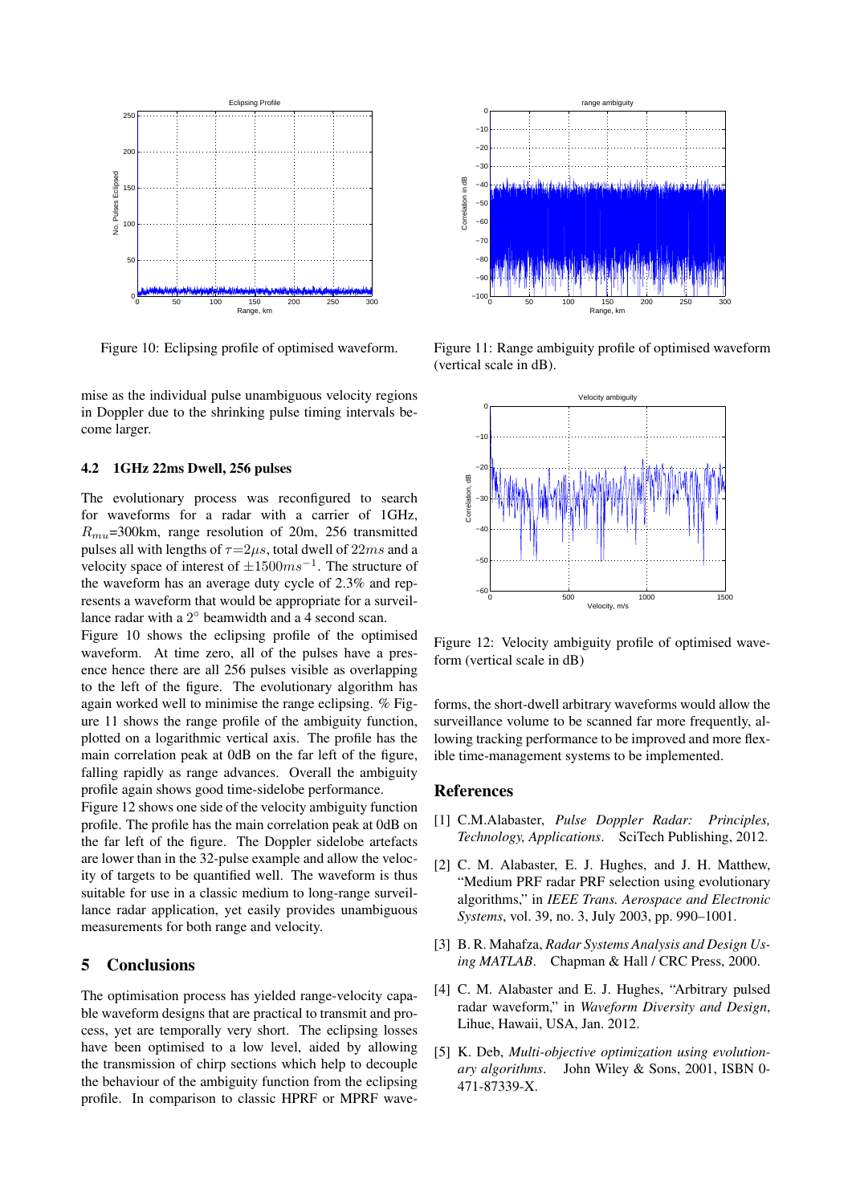Eclipsing Profile

No. Pulses Eclipsed

250
200
150
100
50
0

0 50 100 150 200 250 300

Range, km

Figure 10: Eclipsing profile of optimised waveform.

range ambiguity

Correlation in dB

0
−10
−20
−30
−40
−50
−60
−70
−80
−90
−100

0 50 100 150 200 250 300

Range, km

Figure 11: Range ambiguity profile of optimised waveform (vertical scale in dB).

mise as the individual pulse unambiguous velocity regions in Doppler due to the shrinking pulse timing intervals become larger.

### 4.2 1GHz 22ms Dwell, 256 pulses

The evolutionary process was reconfigured to search for waveforms for a radar with a carrier of 1GHz, $R_{mu}$=300km, range resolution of 20m, 256 transmitted pulses all with lengths of $\tau$=2$\mu s$, total dwell of $22ms$ and a velocity space of interest of $\pm 1500ms^{-1}$. The structure of the waveform has an average duty cycle of 2.3% and represents a waveform that would be appropriate for a surveillance radar with a 2° beamwidth and a 4 second scan.

Figure 10 shows the eclipsing profile of the optimised waveform. At time zero, all of the pulses have a presence hence there are all 256 pulses visible as overlapping to the left of the figure. The evolutionary algorithm has again worked well to minimise the range eclipsing. % Figure 11 shows the range profile of the ambiguity function, plotted on a logarithmic vertical axis. The profile has the main correlation peak at 0dB on the far left of the figure, falling rapidly as range advances. Overall the ambiguity profile again shows good time-sidelobe performance.

Figure 12 shows one side of the velocity ambiguity function profile. The profile has the main correlation peak at 0dB on the far left of the figure. The Doppler sidelobe artefacts are lower than in the 32-pulse example and allow the velocity of targets to be quantified well. The waveform is thus suitable for use in a classic medium to long-range surveillance radar application, yet easily provides unambiguous measurements for both range and velocity.

Velocity ambiguity

Correlation, dB

0
−10
−20
−30
−40
−50
−60

0 500 1000 1500

Velocity, m/s

Figure 12: Velocity ambiguity profile of optimised waveform (vertical scale in dB)

## 5 Conclusions

The optimisation process has yielded range-velocity capable waveform designs that are practical to transmit and process, yet are temporally very short. The eclipsing losses have been optimised to a low level, aided by allowing the transmission of chirp sections which help to decouple the behaviour of the ambiguity function from the eclipsing profile. In comparison to classic HPRF or MPRF waveforms, the short-dwell arbitrary waveforms would allow the surveillance volume to be scanned far more frequently, allowing tracking performance to be improved and more flexible time-management systems to be implemented.

## References

[1] C.M.Alabaster, *Pulse Doppler Radar: Principles, Technology, Applications*. SciTech Publishing, 2012.

[2] C. M. Alabaster, E. J. Hughes, and J. H. Matthew, "Medium PRF radar PRF selection using evolutionary algorithms," in *IEEE Trans. Aerospace and Electronic Systems*, vol. 39, no. 3, July 2003, pp. 990–1001.

[3] B. R. Mahafza, *Radar Systems Analysis and Design Using MATLAB*. Chapman & Hall / CRC Press, 2000.

[4] C. M. Alabaster and E. J. Hughes, "Arbitrary pulsed radar waveform," in *Waveform Diversity and Design*, Lihue, Hawaii, USA, Jan. 2012.

[5] K. Deb, *Multi-objective optimization using evolutionary algorithms*. John Wiley & Sons, 2001, ISBN 0-471-87339-X.